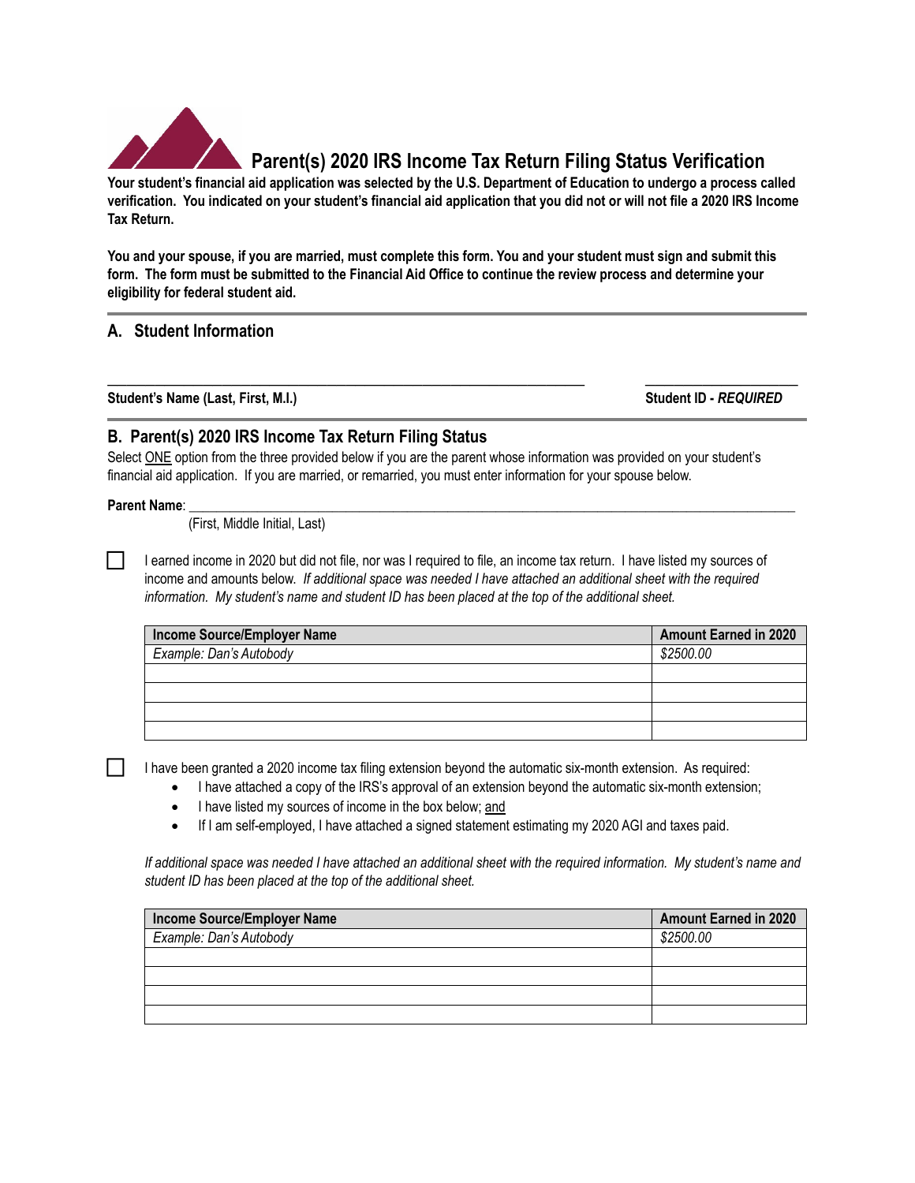# Parent(s) 2020 IRS Income Tax Return Filing Status Verification

**Your student's financial aid application was selected by the U.S. Department of Education to undergo a process called verification. You indicated on your student's financial aid application that you did not or will not file a 2020 IRS Income Tax Return.**

**You and your spouse, if you are married, must complete this form. You and your student must sign and submit this form. The form must be submitted to the Financial Aid Office to continue the review process and determine your eligibility for federal student aid.**

## A. Student Information

_______________________________________________ &nbsp;&nbsp;&nbsp;&nbsp; ____________________

**Student's Name (Last, First, M.I.)** &nbsp;&nbsp;&nbsp;&nbsp; **Student ID -** ***REQUIRED***

## B. Parent(s) 2020 IRS Income Tax Return Filing Status

Select ONE option from the three provided below if you are the parent whose information was provided on your student's financial aid application. If you are married, or remarried, you must enter information for your spouse below.

**Parent Name**: _______________________________________________
(First, Middle Initial, Last)

☐ I earned income in 2020 but did not file, nor was I required to file, an income tax return. I have listed my sources of income and amounts below. *If additional space was needed I have attached an additional sheet with the required information. My student's name and student ID has been placed at the top of the additional sheet.*

| Income Source/Employer Name | Amount Earned in 2020 |
|---|---|
| *Example: Dan's Autobody* | *$2500.00* |
| | |
| | |
| | |
| | |

☐ I have been granted a 2020 income tax filing extension beyond the automatic six-month extension. As required:

- I have attached a copy of the IRS's approval of an extension beyond the automatic six-month extension;
- I have listed my sources of income in the box below; and
- If I am self-employed, I have attached a signed statement estimating my 2020 AGI and taxes paid.

*If additional space was needed I have attached an additional sheet with the required information. My student's name and student ID has been placed at the top of the additional sheet.*

| Income Source/Employer Name | Amount Earned in 2020 |
|---|---|
| *Example: Dan's Autobody* | *$2500.00* |
| | |
| | |
| | |
| | |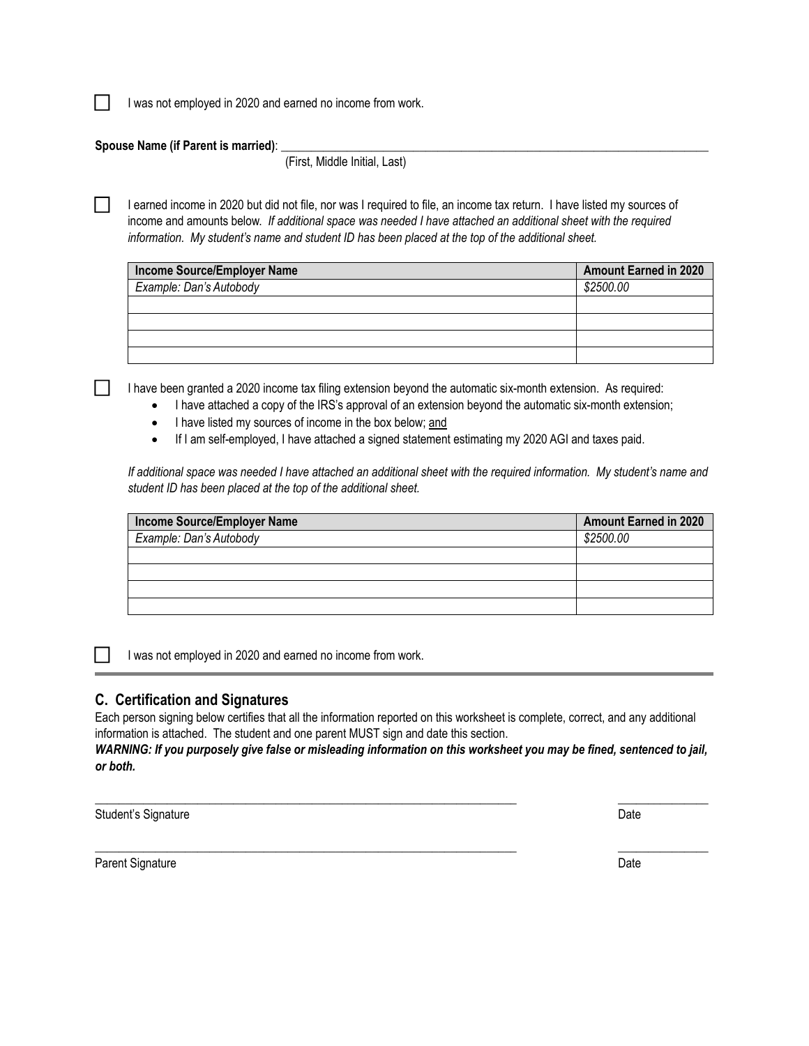☐ I was not employed in 2020 and earned no income from work.

**Spouse Name (if Parent is married)**: \_\_\_\_\_\_\_\_\_\_\_\_\_\_\_\_\_\_\_\_\_\_\_\_\_\_\_\_\_\_\_\_\_\_\_\_\_\_\_\_\_\_\_\_\_\_\_\_\_\_\_\_\_\_\_\_\_\_\_\_\_\_\_\_
(First, Middle Initial, Last)

☐ I earned income in 2020 but did not file, nor was I required to file, an income tax return. I have listed my sources of income and amounts below. *If additional space was needed I have attached an additional sheet with the required information. My student's name and student ID has been placed at the top of the additional sheet.*

| Income Source/Employer Name | Amount Earned in 2020 |
| --- | --- |
| *Example: Dan's Autobody* | *$2500.00* |
| | |
| | |
| | |
| | |

☐ I have been granted a 2020 income tax filing extension beyond the automatic six-month extension. As required:

- I have attached a copy of the IRS's approval of an extension beyond the automatic six-month extension;
- I have listed my sources of income in the box below; and
- If I am self-employed, I have attached a signed statement estimating my 2020 AGI and taxes paid.

*If additional space was needed I have attached an additional sheet with the required information. My student's name and student ID has been placed at the top of the additional sheet.*

| Income Source/Employer Name | Amount Earned in 2020 |
| --- | --- |
| *Example: Dan's Autobody* | *$2500.00* |
| | |
| | |
| | |
| | |

☐ I was not employed in 2020 and earned no income from work.

## C. Certification and Signatures

Each person signing below certifies that all the information reported on this worksheet is complete, correct, and any additional information is attached. The student and one parent MUST sign and date this section.

***WARNING: If you purposely give false or misleading information on this worksheet you may be fined, sentenced to jail, or both.***

\_\_\_\_\_\_\_\_\_\_\_\_\_\_\_\_\_\_\_\_\_\_\_\_\_\_\_\_\_\_\_\_\_\_\_\_\_\_\_\_\_\_\_\_\_\_\_\_ \_\_\_\_\_\_\_\_\_\_\_\_\_\_
Student's Signature Date

\_\_\_\_\_\_\_\_\_\_\_\_\_\_\_\_\_\_\_\_\_\_\_\_\_\_\_\_\_\_\_\_\_\_\_\_\_\_\_\_\_\_\_\_\_\_\_\_ \_\_\_\_\_\_\_\_\_\_\_\_\_\_
Parent Signature Date